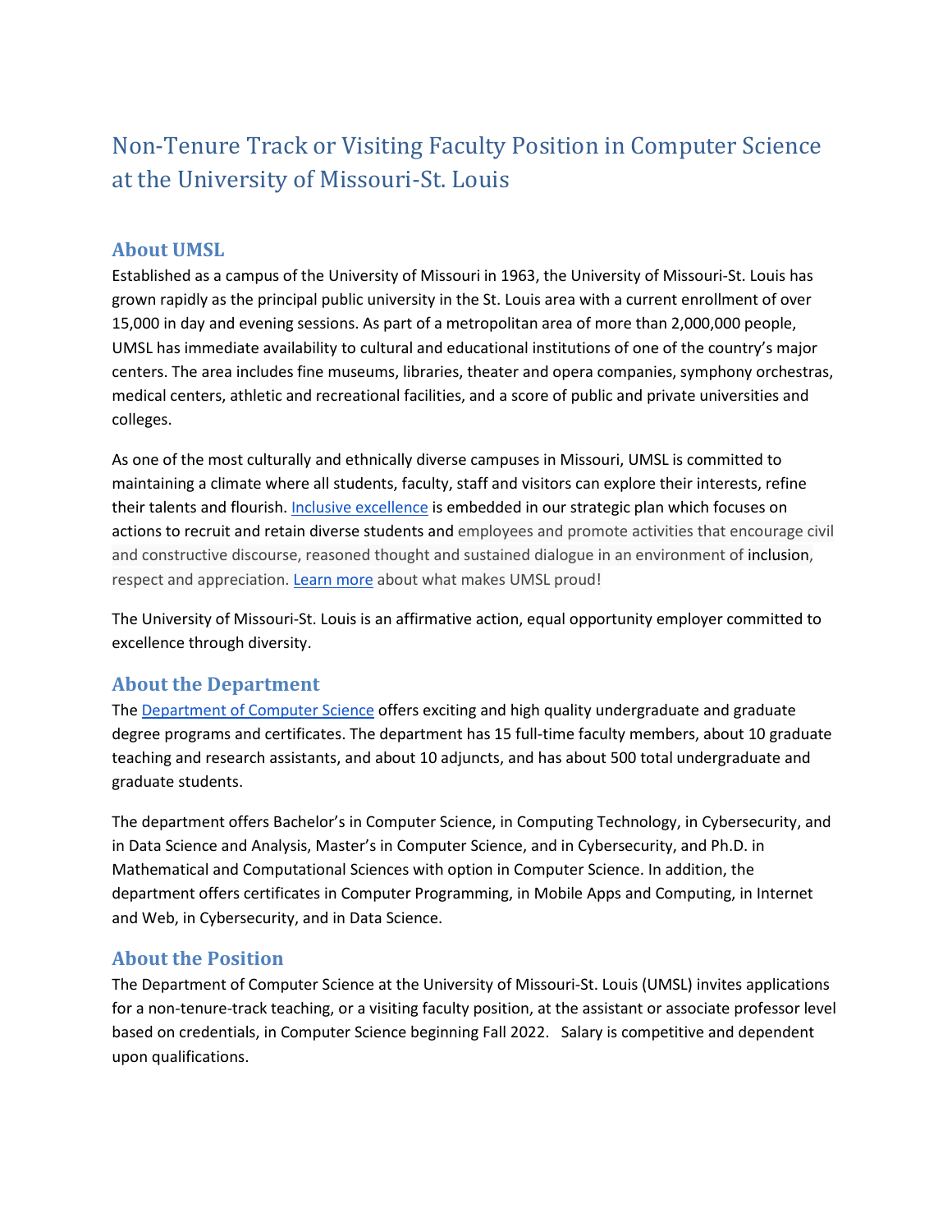# Non-Tenure Track or Visiting Faculty Position in Computer Science at the University of Missouri-St. Louis

## About UMSL

Established as a campus of the University of Missouri in 1963, the University of Missouri-St. Louis has grown rapidly as the principal public university in the St. Louis area with a current enrollment of over 15,000 in day and evening sessions. As part of a metropolitan area of more than 2,000,000 people, UMSL has immediate availability to cultural and educational institutions of one of the country's major centers. The area includes fine museums, libraries, theater and opera companies, symphony orchestras, medical centers, athletic and recreational facilities, and a score of public and private universities and colleges.

As one of the most culturally and ethnically diverse campuses in Missouri, UMSL is committed to maintaining a climate where all students, faculty, staff and visitors can explore their interests, refine their talents and flourish. Inclusive excellence is embedded in our strategic plan which focuses on actions to recruit and retain diverse students and employees and promote activities that encourage civil and constructive discourse, reasoned thought and sustained dialogue in an environment of inclusion, respect and appreciation. Learn more about what makes UMSL proud!

The University of Missouri-St. Louis is an affirmative action, equal opportunity employer committed to excellence through diversity.

## About the Department

The Department of Computer Science offers exciting and high quality undergraduate and graduate degree programs and certificates. The department has 15 full-time faculty members, about 10 graduate teaching and research assistants, and about 10 adjuncts, and has about 500 total undergraduate and graduate students.

The department offers Bachelor's in Computer Science, in Computing Technology, in Cybersecurity, and in Data Science and Analysis, Master's in Computer Science, and in Cybersecurity, and Ph.D. in Mathematical and Computational Sciences with option in Computer Science. In addition, the department offers certificates in Computer Programming, in Mobile Apps and Computing, in Internet and Web, in Cybersecurity, and in Data Science.

## About the Position

The Department of Computer Science at the University of Missouri-St. Louis (UMSL) invites applications for a non-tenure-track teaching, or a visiting faculty position, at the assistant or associate professor level based on credentials, in Computer Science beginning Fall 2022. Salary is competitive and dependent upon qualifications.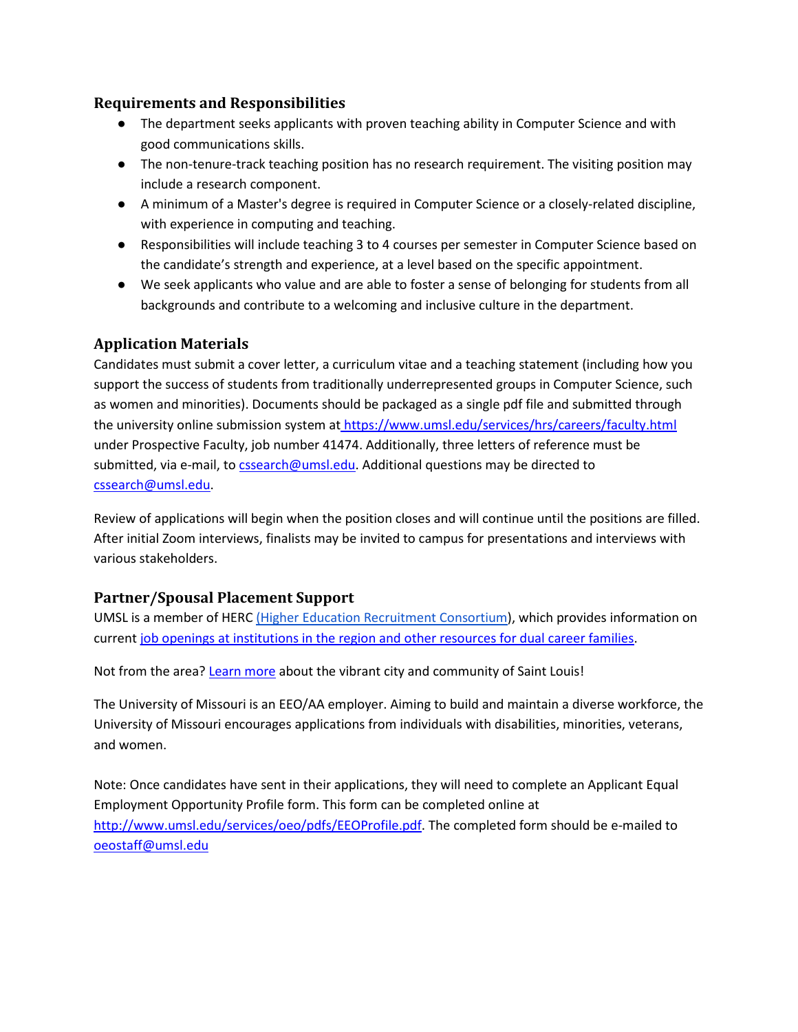### Requirements and Responsibilities

- The department seeks applicants with proven teaching ability in Computer Science and with good communications skills.
- The non-tenure-track teaching position has no research requirement. The visiting position may include a research component.
- A minimum of a Master's degree is required in Computer Science or a closely-related discipline, with experience in computing and teaching.
- Responsibilities will include teaching 3 to 4 courses per semester in Computer Science based on the candidate's strength and experience, at a level based on the specific appointment.
- We seek applicants who value and are able to foster a sense of belonging for students from all backgrounds and contribute to a welcoming and inclusive culture in the department.

### Application Materials

Candidates must submit a cover letter, a curriculum vitae and a teaching statement (including how you support the success of students from traditionally underrepresented groups in Computer Science, such as women and minorities). Documents should be packaged as a single pdf file and submitted through the university online submission system at https://www.umsl.edu/services/hrs/careers/faculty.html under Prospective Faculty, job number 41474. Additionally, three letters of reference must be submitted, via e-mail, to cssearch@umsl.edu. Additional questions may be directed to cssearch@umsl.edu.

Review of applications will begin when the position closes and will continue until the positions are filled. After initial Zoom interviews, finalists may be invited to campus for presentations and interviews with various stakeholders.

### Partner/Spousal Placement Support

UMSL is a member of HERC (Higher Education Recruitment Consortium), which provides information on current job openings at institutions in the region and other resources for dual career families.

Not from the area? Learn more about the vibrant city and community of Saint Louis!

The University of Missouri is an EEO/AA employer. Aiming to build and maintain a diverse workforce, the University of Missouri encourages applications from individuals with disabilities, minorities, veterans, and women.

Note: Once candidates have sent in their applications, they will need to complete an Applicant Equal Employment Opportunity Profile form. This form can be completed online at http://www.umsl.edu/services/oeo/pdfs/EEOProfile.pdf. The completed form should be e-mailed to oeostaff@umsl.edu